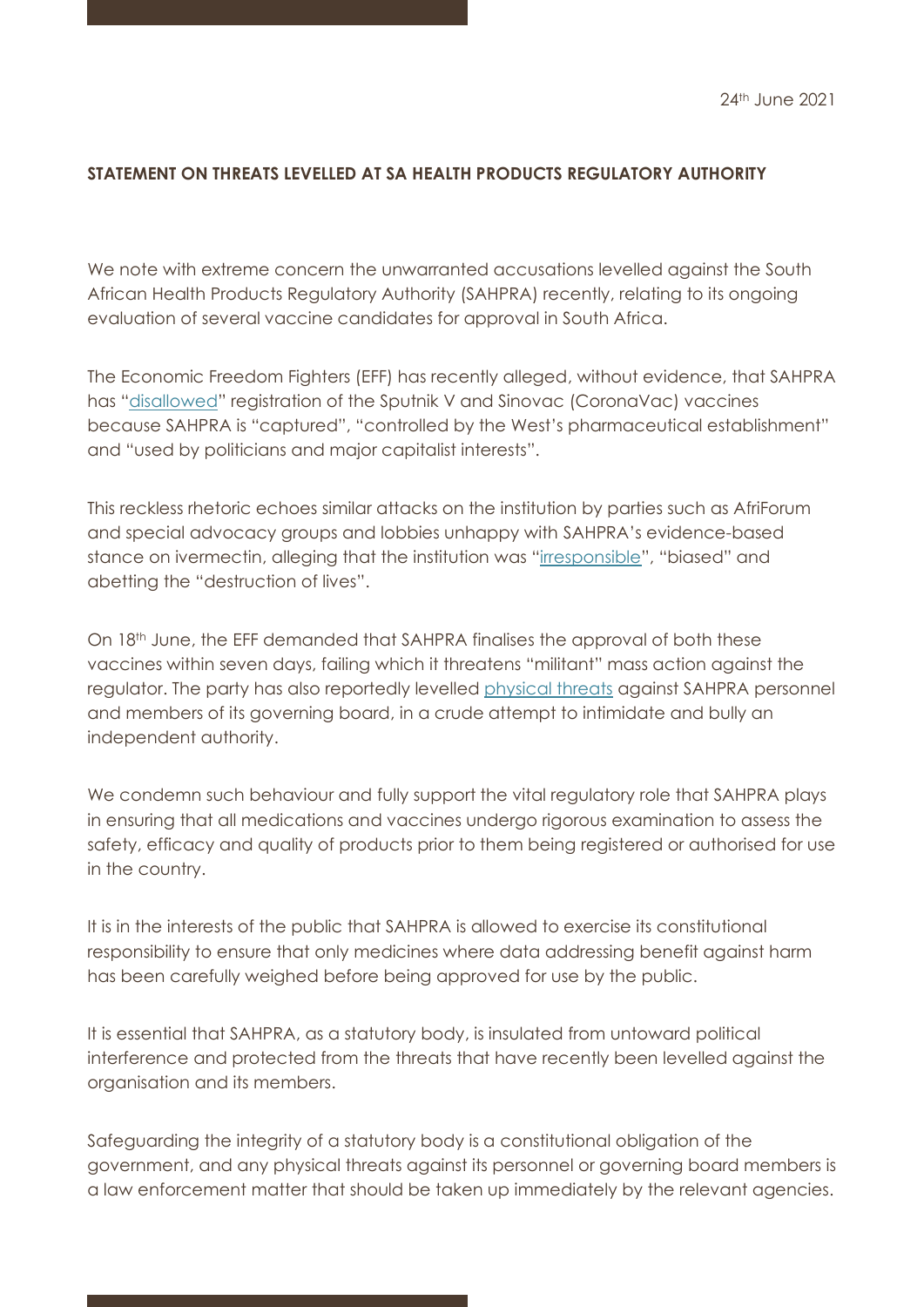24th June 2021

**STATEMENT ON THREATS LEVELLED AT SA HEALTH PRODUCTS REGULATORY AUTHORITY**

We note with extreme concern the unwarranted accusations levelled against the South African Health Products Regulatory Authority (SAHPRA) recently, relating to its ongoing evaluation of several vaccine candidates for approval in South Africa.

The Economic Freedom Fighters (EFF) has recently alleged, without evidence, that SAHPRA has "disallowed" registration of the Sputnik V and Sinovac (CoronaVac) vaccines because SAHPRA is "captured", "controlled by the West's pharmaceutical establishment" and "used by politicians and major capitalist interests".

This reckless rhetoric echoes similar attacks on the institution by parties such as AfriForum and special advocacy groups and lobbies unhappy with SAHPRA's evidence-based stance on ivermectin, alleging that the institution was "irresponsible", "biased" and abetting the "destruction of lives".

On 18th June, the EFF demanded that SAHPRA finalises the approval of both these vaccines within seven days, failing which it threatens "militant" mass action against the regulator. The party has also reportedly levelled physical threats against SAHPRA personnel and members of its governing board, in a crude attempt to intimidate and bully an independent authority.

We condemn such behaviour and fully support the vital regulatory role that SAHPRA plays in ensuring that all medications and vaccines undergo rigorous examination to assess the safety, efficacy and quality of products prior to them being registered or authorised for use in the country.

It is in the interests of the public that SAHPRA is allowed to exercise its constitutional responsibility to ensure that only medicines where data addressing benefit against harm has been carefully weighed before being approved for use by the public.

It is essential that SAHPRA, as a statutory body, is insulated from untoward political interference and protected from the threats that have recently been levelled against the organisation and its members.

Safeguarding the integrity of a statutory body is a constitutional obligation of the government, and any physical threats against its personnel or governing board members is a law enforcement matter that should be taken up immediately by the relevant agencies.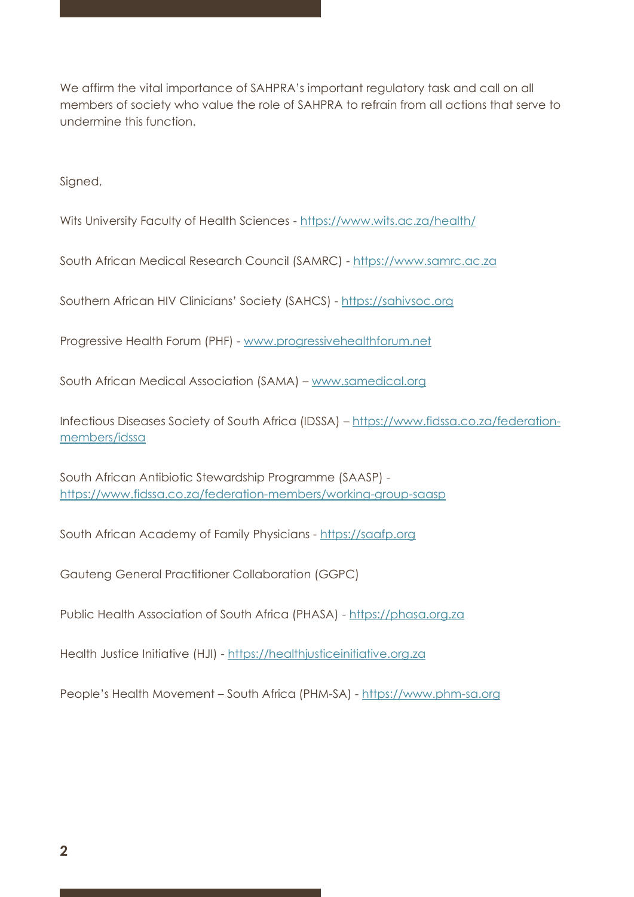We affirm the vital importance of SAHPRA's important regulatory task and call on all members of society who value the role of SAHPRA to refrain from all actions that serve to undermine this function.

Signed,

Wits University Faculty of Health Sciences - https://www.wits.ac.za/health/

South African Medical Research Council (SAMRC) - https://www.samrc.ac.za

Southern African HIV Clinicians' Society (SAHCS) - https://sahivsoc.org

Progressive Health Forum (PHF) - www.progressivehealthforum.net

South African Medical Association (SAMA) – www.samedical.org

Infectious Diseases Society of South Africa (IDSSA) – https://www.fidssa.co.za/federation-members/idssa

South African Antibiotic Stewardship Programme (SAASP) - https://www.fidssa.co.za/federation-members/working-group-saasp

South African Academy of Family Physicians - https://saafp.org

Gauteng General Practitioner Collaboration (GGPC)

Public Health Association of South Africa (PHASA) - https://phasa.org.za

Health Justice Initiative (HJI) - https://healthjusticeinitiative.org.za

People's Health Movement – South Africa (PHM-SA) - https://www.phm-sa.org